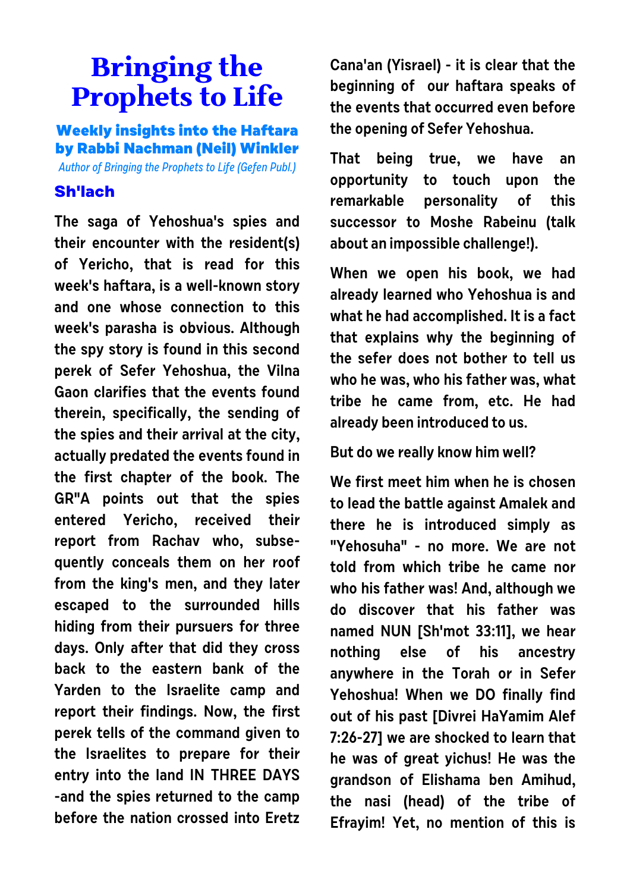# Bringing the Prophets to Life

### Weekly insights into the Haftara by Rabbi Nachman (Neil) Winkler

*Author of Bringing the Prophets to Life (Gefen Publ.)*

## Sh'lach

The saga of Yehoshua's spies and their encounter with the resident(s) of Yericho, that is read for this week's haftara, is a well-known story and one whose connection to this week's parasha is obvious. Although the spy story is found in this second perek of Sefer Yehoshua, the Vilna Gaon clarifies that the events found therein, specifically, the sending of the spies and their arrival at the city, actually predated the events found in the first chapter of the book. The GR"A points out that the spies entered Yericho, received their report from Rachav who, subsequently conceals them on her roof from the king's men, and they later escaped to the surrounded hills hiding from their pursuers for three days. Only after that did they cross back to the eastern bank of the Yarden to the Israelite camp and report their findings. Now, the first perek tells of the command given to the Israelites to prepare for their entry into the land IN THREE DAYS -and the spies returned to the camp before the nation crossed into Eretz Cana'an (Yisrael) - it is clear that the beginning of our haftara speaks of the events that occurred even before the opening of Sefer Yehoshua.

That being true, we have an opportunity to touch upon the remarkable personality of this successor to Moshe Rabeinu (talk about an impossible challenge!).

When we open his book, we had already learned who Yehoshua is and what he had accomplished. It is a fact that explains why the beginning of the sefer does not bother to tell us who he was, who his father was, what tribe he came from, etc. He had already been introduced to us.

But do we really know him well?

We first meet him when he is chosen to lead the battle against Amalek and there he is introduced simply as "Yehosuha" - no more. We are not told from which tribe he came nor who his father was! And, although we do discover that his father was named NUN [Sh'mot 33:11], we hear nothing else of his ancestry anywhere in the Torah or in Sefer Yehoshua! When we DO finally find out of his past [Divrei HaYamim Alef 7:26-27] we are shocked to learn that he was of great yichus! He was the grandson of Elishama ben Amihud, the nasi (head) of the tribe of Efrayim! Yet, no mention of this is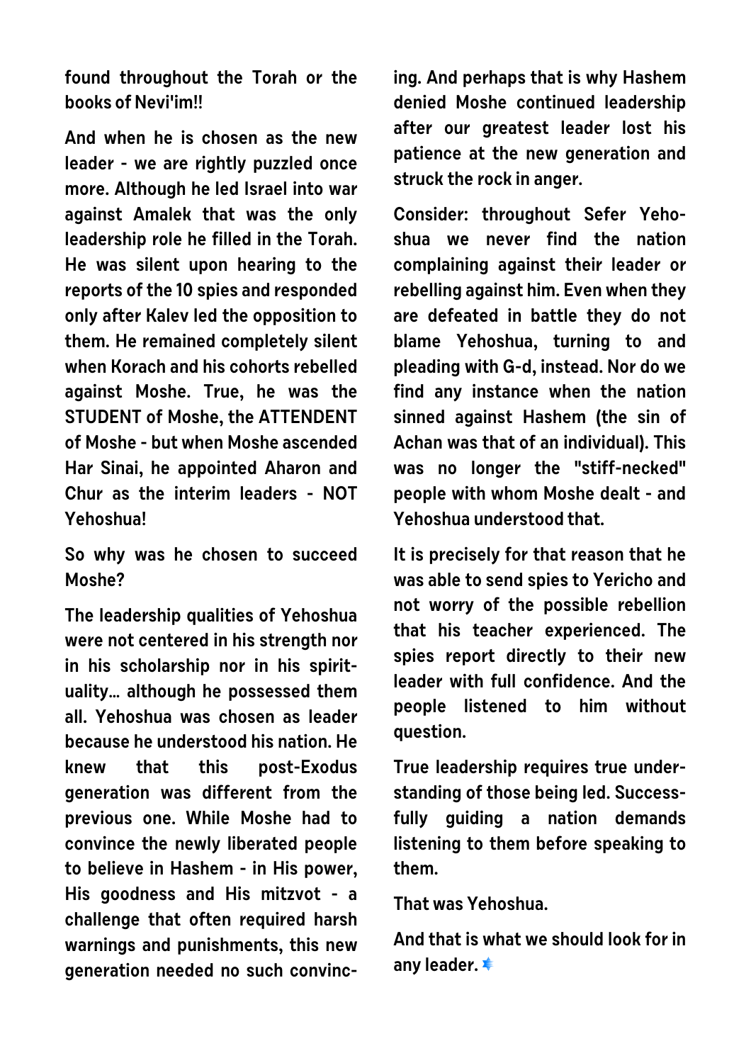found throughout the Torah or the books of Nevi'im!!

And when he is chosen as the new leader - we are rightly puzzled once more. Although he led Israel into war against Amalek that was the only leadership role he filled in the Torah. He was silent upon hearing to the reports of the 10 spies and responded only after Kalev led the opposition to them. He remained completely silent when Korach and his cohorts rebelled against Moshe. True, he was the STUDENT of Moshe, the ATTENDENT of Moshe - but when Moshe ascended Har Sinai, he appointed Aharon and Chur as the interim leaders - NOT Yehoshua!

So why was he chosen to succeed Moshe?

The leadership qualities of Yehoshua were not centered in his strength nor in his scholarship nor in his spirituality... although he possessed them all. Yehoshua was chosen as leader because he understood his nation. He knew that this post-Exodus generation was different from the previous one. While Moshe had to convince the newly liberated people to believe in Hashem - in His power, His goodness and His mitzvot - a challenge that often required harsh warnings and punishments, this new generation needed no such convincing. And perhaps that is why Hashem denied Moshe continued leadership after our greatest leader lost his patience at the new generation and struck the rock in anger.

Consider: throughout Sefer Yehoshua we never find the nation complaining against their leader or rebelling against him. Even when they are defeated in battle they do not blame Yehoshua, turning to and pleading with G-d, instead. Nor do we find any instance when the nation sinned against Hashem (the sin of Achan was that of an individual). This was no longer the "stiff-necked" people with whom Moshe dealt - and Yehoshua understood that.

It is precisely for that reason that he was able to send spies to Yericho and not worry of the possible rebellion that his teacher experienced. The spies report directly to their new leader with full confidence. And the people listened to him without question.

True leadership requires true understanding of those being led. Successfully guiding a nation demands listening to them before speaking to them.

That was Yehoshua.

And that is what we should look for in any leader.